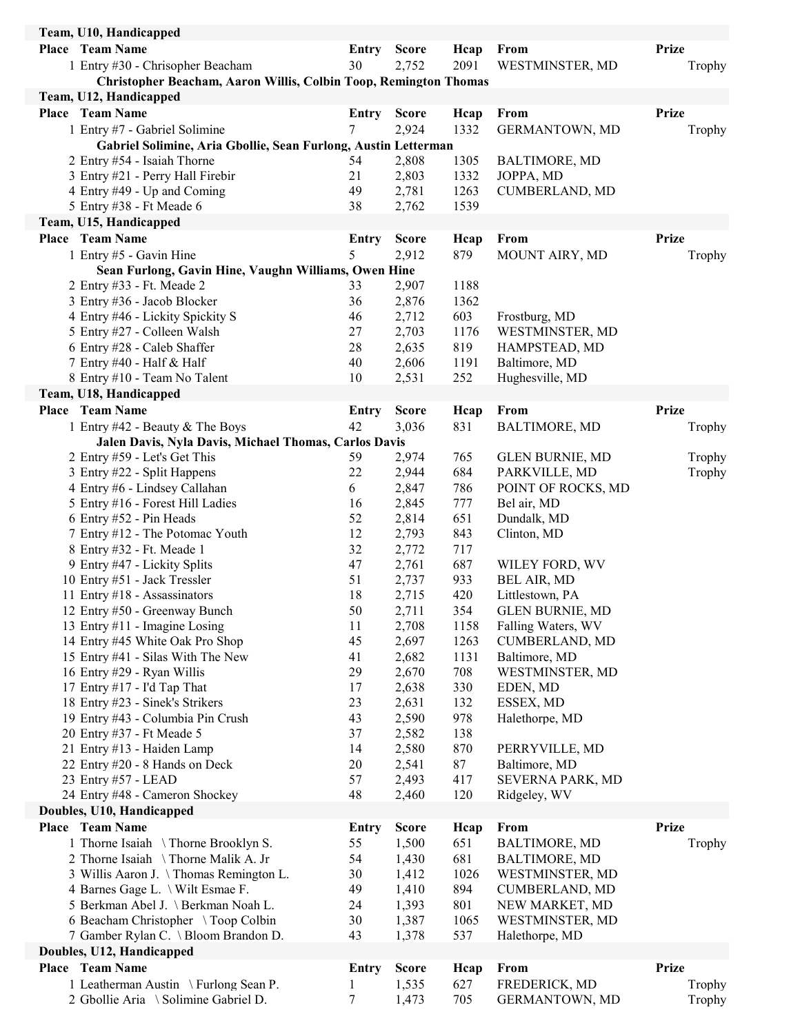## Team, U10, Handicapped

| Place | Team Name | Entry | Score | Hcap | From | Prize |
|---|---|---|---|---|---|---|
| 1 | Entry #30 - Chrisopher Beacham | 30 | 2,752 | 2091 | WESTMINSTER, MD | Trophy |
| | **Christopher Beacham, Aaron Willis, Colbin Toop, Remington Thomas** | | | | | |

## Team, U12, Handicapped

| Place | Team Name | Entry | Score | Hcap | From | Prize |
|---|---|---|---|---|---|---|
| 1 | Entry #7 - Gabriel Solimine | 7 | 2,924 | 1332 | GERMANTOWN, MD | Trophy |
| | **Gabriel Solimine, Aria Gbollie, Sean Furlong, Austin Letterman** | | | | | |
| 2 | Entry #54 - Isaiah Thorne | 54 | 2,808 | 1305 | BALTIMORE, MD | |
| 3 | Entry #21 - Perry Hall Firebir | 21 | 2,803 | 1332 | JOPPA, MD | |
| 4 | Entry #49 - Up and Coming | 49 | 2,781 | 1263 | CUMBERLAND, MD | |
| 5 | Entry #38 - Ft Meade 6 | 38 | 2,762 | 1539 | | |

## Team, U15, Handicapped

| Place | Team Name | Entry | Score | Hcap | From | Prize |
|---|---|---|---|---|---|---|
| 1 | Entry #5 - Gavin Hine | 5 | 2,912 | 879 | MOUNT AIRY, MD | Trophy |
| | **Sean Furlong, Gavin Hine, Vaughn Williams, Owen Hine** | | | | | |
| 2 | Entry #33 - Ft. Meade 2 | 33 | 2,907 | 1188 | | |
| 3 | Entry #36 - Jacob Blocker | 36 | 2,876 | 1362 | | |
| 4 | Entry #46 - Lickity Spickity S | 46 | 2,712 | 603 | Frostburg, MD | |
| 5 | Entry #27 - Colleen Walsh | 27 | 2,703 | 1176 | WESTMINSTER, MD | |
| 6 | Entry #28 - Caleb Shaffer | 28 | 2,635 | 819 | HAMPSTEAD, MD | |
| 7 | Entry #40 - Half & Half | 40 | 2,606 | 1191 | Baltimore, MD | |
| 8 | Entry #10 - Team No Talent | 10 | 2,531 | 252 | Hughesville, MD | |

## Team, U18, Handicapped

| Place | Team Name | Entry | Score | Hcap | From | Prize |
|---|---|---|---|---|---|---|
| 1 | Entry #42 - Beauty & The Boys | 42 | 3,036 | 831 | BALTIMORE, MD | Trophy |
| | **Jalen Davis, Nyla Davis, Michael Thomas, Carlos Davis** | | | | | |
| 2 | Entry #59 - Let's Get This | 59 | 2,974 | 765 | GLEN BURNIE, MD | Trophy |
| 3 | Entry #22 - Split Happens | 22 | 2,944 | 684 | PARKVILLE, MD | Trophy |
| 4 | Entry #6 - Lindsey Callahan | 6 | 2,847 | 786 | POINT OF ROCKS, MD | |
| 5 | Entry #16 - Forest Hill Ladies | 16 | 2,845 | 777 | Bel air, MD | |
| 6 | Entry #52 - Pin Heads | 52 | 2,814 | 651 | Dundalk, MD | |
| 7 | Entry #12 - The Potomac Youth | 12 | 2,793 | 843 | Clinton, MD | |
| 8 | Entry #32 - Ft. Meade 1 | 32 | 2,772 | 717 | | |
| 9 | Entry #47 - Lickity Splits | 47 | 2,761 | 687 | WILEY FORD, WV | |
| 10 | Entry #51 - Jack Tressler | 51 | 2,737 | 933 | BEL AIR, MD | |
| 11 | Entry #18 - Assassinators | 18 | 2,715 | 420 | Littlestown, PA | |
| 12 | Entry #50 - Greenway Bunch | 50 | 2,711 | 354 | GLEN BURNIE, MD | |
| 13 | Entry #11 - Imagine Losing | 11 | 2,708 | 1158 | Falling Waters, WV | |
| 14 | Entry #45 White Oak Pro Shop | 45 | 2,697 | 1263 | CUMBERLAND, MD | |
| 15 | Entry #41 - Silas With The New | 41 | 2,682 | 1131 | Baltimore, MD | |
| 16 | Entry #29 - Ryan Willis | 29 | 2,670 | 708 | WESTMINSTER, MD | |
| 17 | Entry #17 - I'd Tap That | 17 | 2,638 | 330 | EDEN, MD | |
| 18 | Entry #23 - Sinek's Strikers | 23 | 2,631 | 132 | ESSEX, MD | |
| 19 | Entry #43 - Columbia Pin Crush | 43 | 2,590 | 978 | Halethorpe, MD | |
| 20 | Entry #37 - Ft Meade 5 | 37 | 2,582 | 138 | | |
| 21 | Entry #13 - Haiden Lamp | 14 | 2,580 | 870 | PERRYVILLE, MD | |
| 22 | Entry #20 - 8 Hands on Deck | 20 | 2,541 | 87 | Baltimore, MD | |
| 23 | Entry #57 - LEAD | 57 | 2,493 | 417 | SEVERNA PARK, MD | |
| 24 | Entry #48 - Cameron Shockey | 48 | 2,460 | 120 | Ridgeley, WV | |

## Doubles, U10, Handicapped

| Place | Team Name | Entry | Score | Hcap | From | Prize |
|---|---|---|---|---|---|---|
| 1 | Thorne Isaiah \ Thorne Brooklyn S. | 55 | 1,500 | 651 | BALTIMORE, MD | Trophy |
| 2 | Thorne Isaiah \ Thorne Malik A. Jr | 54 | 1,430 | 681 | BALTIMORE, MD | |
| 3 | Willis Aaron J. \ Thomas Remington L. | 30 | 1,412 | 1026 | WESTMINSTER, MD | |
| 4 | Barnes Gage L. \ Wilt Esmae F. | 49 | 1,410 | 894 | CUMBERLAND, MD | |
| 5 | Berkman Abel J. \ Berkman Noah L. | 24 | 1,393 | 801 | NEW MARKET, MD | |
| 6 | Beacham Christopher \ Toop Colbin | 30 | 1,387 | 1065 | WESTMINSTER, MD | |
| 7 | Gamber Rylan C. \ Bloom Brandon D. | 43 | 1,378 | 537 | Halethorpe, MD | |

## Doubles, U12, Handicapped

| Place | Team Name | Entry | Score | Hcap | From | Prize |
|---|---|---|---|---|---|---|
| 1 | Leatherman Austin \ Furlong Sean P. | 1 | 1,535 | 627 | FREDERICK, MD | Trophy |
| 2 | Gbollie Aria \ Solimine Gabriel D. | 7 | 1,473 | 705 | GERMANTOWN, MD | Trophy |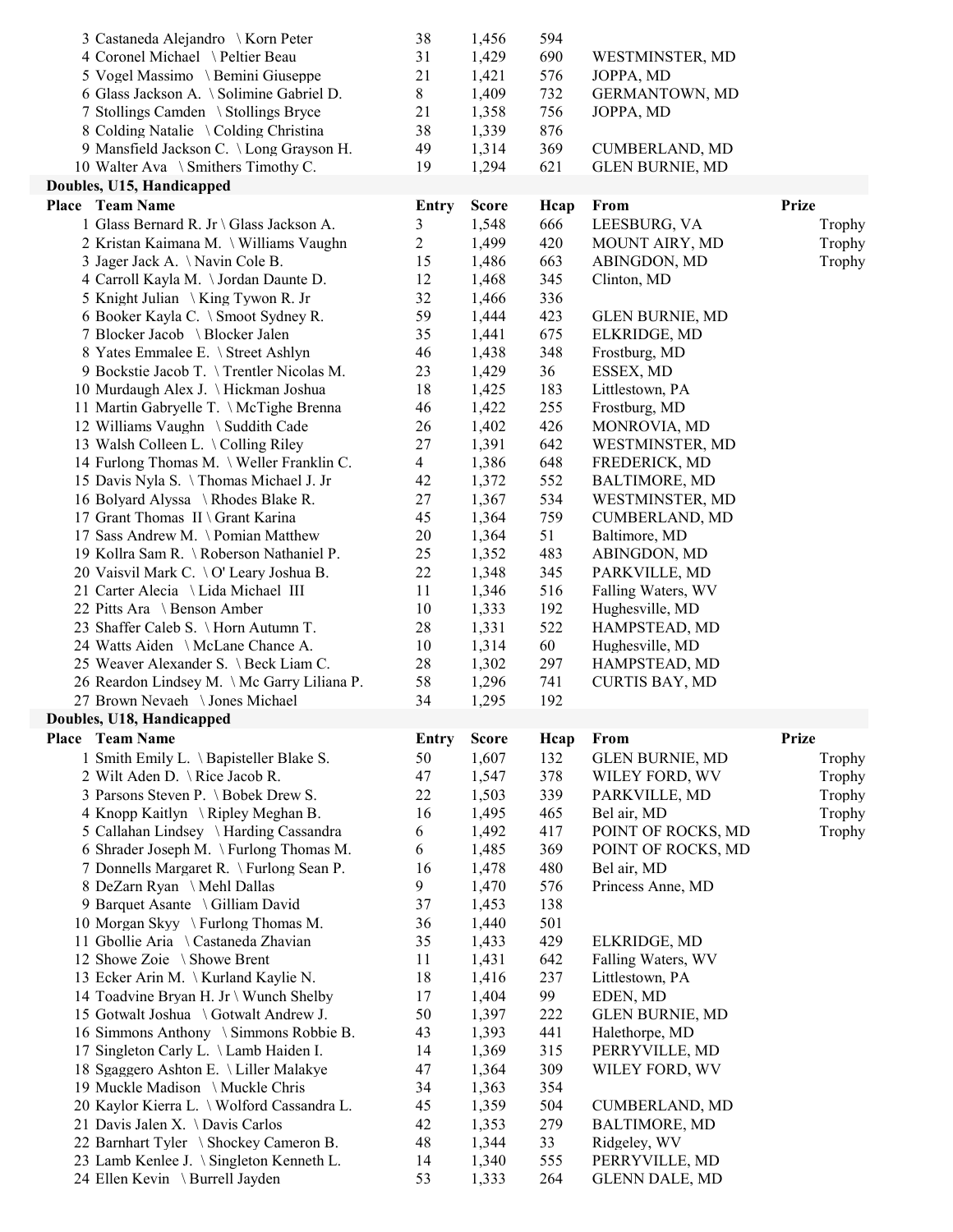| Place | Team Name | Entry | Score | Hcap | From | Prize |
|---|---|---|---|---|---|---|
| 3 | Castaneda Alejandro \ Korn Peter | 38 | 1,456 | 594 | | |
| 4 | Coronel Michael \ Peltier Beau | 31 | 1,429 | 690 | WESTMINSTER, MD | |
| 5 | Vogel Massimo \ Bemini Giuseppe | 21 | 1,421 | 576 | JOPPA, MD | |
| 6 | Glass Jackson A. \ Solimine Gabriel D. | 8 | 1,409 | 732 | GERMANTOWN, MD | |
| 7 | Stollings Camden \ Stollings Bryce | 21 | 1,358 | 756 | JOPPA, MD | |
| 8 | Colding Natalie \ Colding Christina | 38 | 1,339 | 876 | | |
| 9 | Mansfield Jackson C. \ Long Grayson H. | 49 | 1,314 | 369 | CUMBERLAND, MD | |
| 10 | Walter Ava \ Smithers Timothy C. | 19 | 1,294 | 621 | GLEN BURNIE, MD | |

**Doubles, U15, Handicapped**

| Place | Team Name | Entry | Score | Hcap | From | Prize |
|---|---|---|---|---|---|---|
| 1 | Glass Bernard R. Jr \ Glass Jackson A. | 3 | 1,548 | 666 | LEESBURG, VA | Trophy |
| 2 | Kristan Kaimana M. \ Williams Vaughn | 2 | 1,499 | 420 | MOUNT AIRY, MD | Trophy |
| 3 | Jager Jack A. \ Navin Cole B. | 15 | 1,486 | 663 | ABINGDON, MD | Trophy |
| 4 | Carroll Kayla M. \ Jordan Daunte D. | 12 | 1,468 | 345 | Clinton, MD | |
| 5 | Knight Julian \ King Tywon R. Jr | 32 | 1,466 | 336 | | |
| 6 | Booker Kayla C. \ Smoot Sydney R. | 59 | 1,444 | 423 | GLEN BURNIE, MD | |
| 7 | Blocker Jacob \ Blocker Jalen | 35 | 1,441 | 675 | ELKRIDGE, MD | |
| 8 | Yates Emmalee E. \ Street Ashlyn | 46 | 1,438 | 348 | Frostburg, MD | |
| 9 | Bockstie Jacob T. \ Trentler Nicolas M. | 23 | 1,429 | 36 | ESSEX, MD | |
| 10 | Murdaugh Alex J. \ Hickman Joshua | 18 | 1,425 | 183 | Littlestown, PA | |
| 11 | Martin Gabryelle T. \ McTighe Brenna | 46 | 1,422 | 255 | Frostburg, MD | |
| 12 | Williams Vaughn \ Suddith Cade | 26 | 1,402 | 426 | MONROVIA, MD | |
| 13 | Walsh Colleen L. \ Colling Riley | 27 | 1,391 | 642 | WESTMINSTER, MD | |
| 14 | Furlong Thomas M. \ Weller Franklin C. | 4 | 1,386 | 648 | FREDERICK, MD | |
| 15 | Davis Nyla S. \ Thomas Michael J. Jr | 42 | 1,372 | 552 | BALTIMORE, MD | |
| 16 | Bolyard Alyssa \ Rhodes Blake R. | 27 | 1,367 | 534 | WESTMINSTER, MD | |
| 17 | Grant Thomas II \ Grant Karina | 45 | 1,364 | 759 | CUMBERLAND, MD | |
| 17 | Sass Andrew M. \ Pomian Matthew | 20 | 1,364 | 51 | Baltimore, MD | |
| 19 | Kollra Sam R. \ Roberson Nathaniel P. | 25 | 1,352 | 483 | ABINGDON, MD | |
| 20 | Vaisvil Mark C. \ O' Leary Joshua B. | 22 | 1,348 | 345 | PARKVILLE, MD | |
| 21 | Carter Alecia \ Lida Michael III | 11 | 1,346 | 516 | Falling Waters, WV | |
| 22 | Pitts Ara \ Benson Amber | 10 | 1,333 | 192 | Hughesville, MD | |
| 23 | Shaffer Caleb S. \ Horn Autumn T. | 28 | 1,331 | 522 | HAMPSTEAD, MD | |
| 24 | Watts Aiden \ McLane Chance A. | 10 | 1,314 | 60 | Hughesville, MD | |
| 25 | Weaver Alexander S. \ Beck Liam C. | 28 | 1,302 | 297 | HAMPSTEAD, MD | |
| 26 | Reardon Lindsey M. \ Mc Garry Liliana P. | 58 | 1,296 | 741 | CURTIS BAY, MD | |
| 27 | Brown Nevaeh \ Jones Michael | 34 | 1,295 | 192 | | |

**Doubles, U18, Handicapped**

| Place | Team Name | Entry | Score | Hcap | From | Prize |
|---|---|---|---|---|---|---|
| 1 | Smith Emily L. \ Bapisteller Blake S. | 50 | 1,607 | 132 | GLEN BURNIE, MD | Trophy |
| 2 | Wilt Aden D. \ Rice Jacob R. | 47 | 1,547 | 378 | WILEY FORD, WV | Trophy |
| 3 | Parsons Steven P. \ Bobek Drew S. | 22 | 1,503 | 339 | PARKVILLE, MD | Trophy |
| 4 | Knopp Kaitlyn \ Ripley Meghan B. | 16 | 1,495 | 465 | Bel air, MD | Trophy |
| 5 | Callahan Lindsey \ Harding Cassandra | 6 | 1,492 | 417 | POINT OF ROCKS, MD | Trophy |
| 6 | Shrader Joseph M. \ Furlong Thomas M. | 6 | 1,485 | 369 | POINT OF ROCKS, MD | |
| 7 | Donnells Margaret R. \ Furlong Sean P. | 16 | 1,478 | 480 | Bel air, MD | |
| 8 | DeZarn Ryan \ Mehl Dallas | 9 | 1,470 | 576 | Princess Anne, MD | |
| 9 | Barquet Asante \ Gilliam David | 37 | 1,453 | 138 | | |
| 10 | Morgan Skyy \ Furlong Thomas M. | 36 | 1,440 | 501 | | |
| 11 | Gbollie Aria \ Castaneda Zhavian | 35 | 1,433 | 429 | ELKRIDGE, MD | |
| 12 | Showe Zoie \ Showe Brent | 11 | 1,431 | 642 | Falling Waters, WV | |
| 13 | Ecker Arin M. \ Kurland Kaylie N. | 18 | 1,416 | 237 | Littlestown, PA | |
| 14 | Toadvine Bryan H. Jr \ Wunch Shelby | 17 | 1,404 | 99 | EDEN, MD | |
| 15 | Gotwalt Joshua \ Gotwalt Andrew J. | 50 | 1,397 | 222 | GLEN BURNIE, MD | |
| 16 | Simmons Anthony \ Simmons Robbie B. | 43 | 1,393 | 441 | Halethorpe, MD | |
| 17 | Singleton Carly L. \ Lamb Haiden I. | 14 | 1,369 | 315 | PERRYVILLE, MD | |
| 18 | Sgaggero Ashton E. \ Liller Malakye | 47 | 1,364 | 309 | WILEY FORD, WV | |
| 19 | Muckle Madison \ Muckle Chris | 34 | 1,363 | 354 | | |
| 20 | Kaylor Kierra L. \ Wolford Cassandra L. | 45 | 1,359 | 504 | CUMBERLAND, MD | |
| 21 | Davis Jalen X. \ Davis Carlos | 42 | 1,353 | 279 | BALTIMORE, MD | |
| 22 | Barnhart Tyler \ Shockey Cameron B. | 48 | 1,344 | 33 | Ridgeley, WV | |
| 23 | Lamb Kenlee J. \ Singleton Kenneth L. | 14 | 1,340 | 555 | PERRYVILLE, MD | |
| 24 | Ellen Kevin \ Burrell Jayden | 53 | 1,333 | 264 | GLENN DALE, MD | |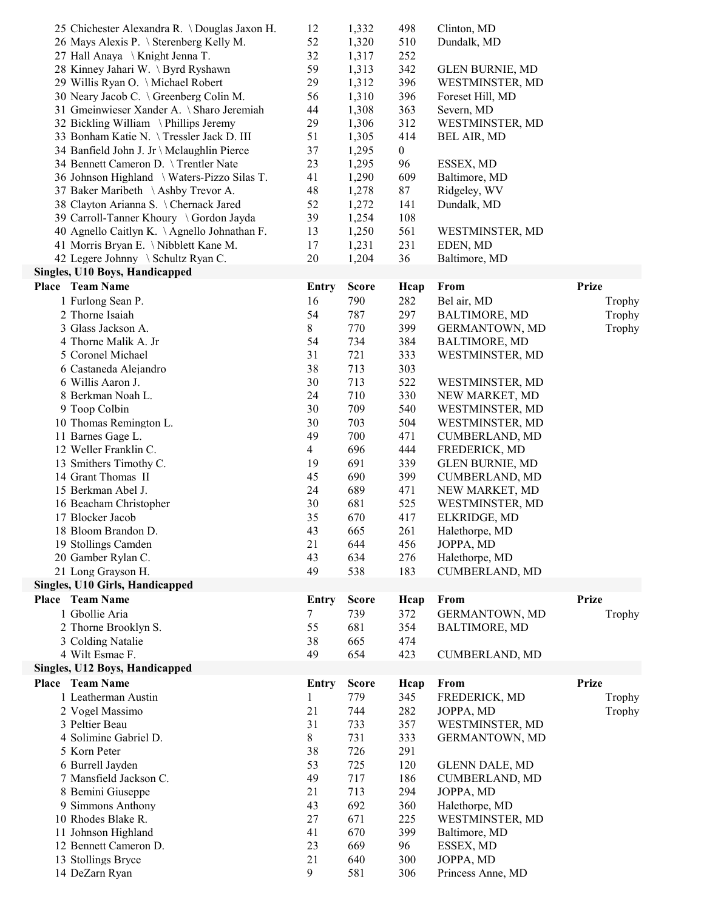| Place | Team Name | Entry | Score | Hcap | From | Prize |
|---|---|---|---|---|---|---|
| 25 | Chichester Alexandra R. \ Douglas Jaxon H. | 12 | 1,332 | 498 | Clinton, MD | |
| 26 | Mays Alexis P. \ Sterenberg Kelly M. | 52 | 1,320 | 510 | Dundalk, MD | |
| 27 | Hall Anaya \ Knight Jenna T. | 32 | 1,317 | 252 | | |
| 28 | Kinney Jahari W. \ Byrd Ryshawn | 59 | 1,313 | 342 | GLEN BURNIE, MD | |
| 29 | Willis Ryan O. \ Michael Robert | 29 | 1,312 | 396 | WESTMINSTER, MD | |
| 30 | Neary Jacob C. \ Greenberg Colin M. | 56 | 1,310 | 396 | Foreset Hill, MD | |
| 31 | Gmeinwieser Xander A. \ Sharo Jeremiah | 44 | 1,308 | 363 | Severn, MD | |
| 32 | Bickling William \ Phillips Jeremy | 29 | 1,306 | 312 | WESTMINSTER, MD | |
| 33 | Bonham Katie N. \ Tressler Jack D. III | 51 | 1,305 | 414 | BEL AIR, MD | |
| 34 | Banfield John J. Jr \ Mclaughlin Pierce | 37 | 1,295 | 0 | | |
| 34 | Bennett Cameron D. \ Trentler Nate | 23 | 1,295 | 96 | ESSEX, MD | |
| 36 | Johnson Highland \ Waters-Pizzo Silas T. | 41 | 1,290 | 609 | Baltimore, MD | |
| 37 | Baker Maribeth \ Ashby Trevor A. | 48 | 1,278 | 87 | Ridgeley, WV | |
| 38 | Clayton Arianna S. \ Chernack Jared | 52 | 1,272 | 141 | Dundalk, MD | |
| 39 | Carroll-Tanner Khoury \ Gordon Jayda | 39 | 1,254 | 108 | | |
| 40 | Agnello Caitlyn K. \ Agnello Johnathan F. | 13 | 1,250 | 561 | WESTMINSTER, MD | |
| 41 | Morris Bryan E. \ Nibblett Kane M. | 17 | 1,231 | 231 | EDEN, MD | |
| 42 | Legere Johnny \ Schultz Ryan C. | 20 | 1,204 | 36 | Baltimore, MD | |

**Singles, U10 Boys, Handicapped**

| Place | Team Name | Entry | Score | Hcap | From | Prize |
|---|---|---|---|---|---|---|
| 1 | Furlong Sean P. | 16 | 790 | 282 | Bel air, MD | Trophy |
| 2 | Thorne Isaiah | 54 | 787 | 297 | BALTIMORE, MD | Trophy |
| 3 | Glass Jackson A. | 8 | 770 | 399 | GERMANTOWN, MD | Trophy |
| 4 | Thorne Malik A. Jr | 54 | 734 | 384 | BALTIMORE, MD | |
| 5 | Coronel Michael | 31 | 721 | 333 | WESTMINSTER, MD | |
| 6 | Castaneda Alejandro | 38 | 713 | 303 | | |
| 6 | Willis Aaron J. | 30 | 713 | 522 | WESTMINSTER, MD | |
| 8 | Berkman Noah L. | 24 | 710 | 330 | NEW MARKET, MD | |
| 9 | Toop Colbin | 30 | 709 | 540 | WESTMINSTER, MD | |
| 10 | Thomas Remington L. | 30 | 703 | 504 | WESTMINSTER, MD | |
| 11 | Barnes Gage L. | 49 | 700 | 471 | CUMBERLAND, MD | |
| 12 | Weller Franklin C. | 4 | 696 | 444 | FREDERICK, MD | |
| 13 | Smithers Timothy C. | 19 | 691 | 339 | GLEN BURNIE, MD | |
| 14 | Grant Thomas II | 45 | 690 | 399 | CUMBERLAND, MD | |
| 15 | Berkman Abel J. | 24 | 689 | 471 | NEW MARKET, MD | |
| 16 | Beacham Christopher | 30 | 681 | 525 | WESTMINSTER, MD | |
| 17 | Blocker Jacob | 35 | 670 | 417 | ELKRIDGE, MD | |
| 18 | Bloom Brandon D. | 43 | 665 | 261 | Halethorpe, MD | |
| 19 | Stollings Camden | 21 | 644 | 456 | JOPPA, MD | |
| 20 | Gamber Rylan C. | 43 | 634 | 276 | Halethorpe, MD | |
| 21 | Long Grayson H. | 49 | 538 | 183 | CUMBERLAND, MD | |

**Singles, U10 Girls, Handicapped**

| Place | Team Name | Entry | Score | Hcap | From | Prize |
|---|---|---|---|---|---|---|
| 1 | Gbollie Aria | 7 | 739 | 372 | GERMANTOWN, MD | Trophy |
| 2 | Thorne Brooklyn S. | 55 | 681 | 354 | BALTIMORE, MD | |
| 3 | Colding Natalie | 38 | 665 | 474 | | |
| 4 | Wilt Esmae F. | 49 | 654 | 423 | CUMBERLAND, MD | |

**Singles, U12 Boys, Handicapped**

| Place | Team Name | Entry | Score | Hcap | From | Prize |
|---|---|---|---|---|---|---|
| 1 | Leatherman Austin | 1 | 779 | 345 | FREDERICK, MD | Trophy |
| 2 | Vogel Massimo | 21 | 744 | 282 | JOPPA, MD | Trophy |
| 3 | Peltier Beau | 31 | 733 | 357 | WESTMINSTER, MD | |
| 4 | Solimine Gabriel D. | 8 | 731 | 333 | GERMANTOWN, MD | |
| 5 | Korn Peter | 38 | 726 | 291 | | |
| 6 | Burrell Jayden | 53 | 725 | 120 | GLENN DALE, MD | |
| 7 | Mansfield Jackson C. | 49 | 717 | 186 | CUMBERLAND, MD | |
| 8 | Bemini Giuseppe | 21 | 713 | 294 | JOPPA, MD | |
| 9 | Simmons Anthony | 43 | 692 | 360 | Halethorpe, MD | |
| 10 | Rhodes Blake R. | 27 | 671 | 225 | WESTMINSTER, MD | |
| 11 | Johnson Highland | 41 | 670 | 399 | Baltimore, MD | |
| 12 | Bennett Cameron D. | 23 | 669 | 96 | ESSEX, MD | |
| 13 | Stollings Bryce | 21 | 640 | 300 | JOPPA, MD | |
| 14 | DeZarn Ryan | 9 | 581 | 306 | Princess Anne, MD | |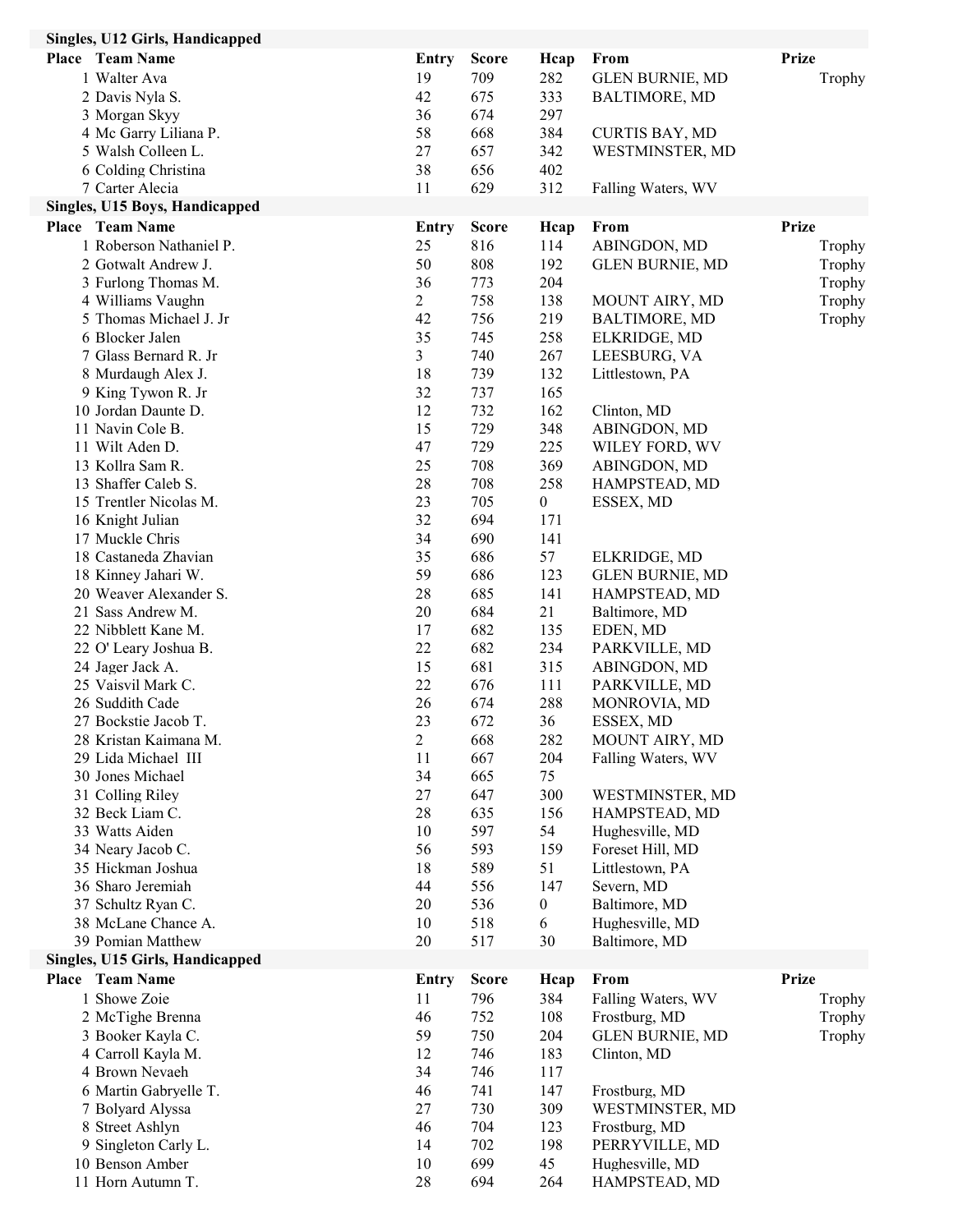## Singles, U12 Girls, Handicapped

| Place | Team Name | Entry | Score | Hcap | From | Prize |
|---|---|---|---|---|---|---|
| 1 | Walter Ava | 19 | 709 | 282 | GLEN BURNIE, MD | Trophy |
| 2 | Davis Nyla S. | 42 | 675 | 333 | BALTIMORE, MD | |
| 3 | Morgan Skyy | 36 | 674 | 297 | | |
| 4 | Mc Garry Liliana P. | 58 | 668 | 384 | CURTIS BAY, MD | |
| 5 | Walsh Colleen L. | 27 | 657 | 342 | WESTMINSTER, MD | |
| 6 | Colding Christina | 38 | 656 | 402 | | |
| 7 | Carter Alecia | 11 | 629 | 312 | Falling Waters, WV | |

## Singles, U15 Boys, Handicapped

| Place | Team Name | Entry | Score | Hcap | From | Prize |
|---|---|---|---|---|---|---|
| 1 | Roberson Nathaniel P. | 25 | 816 | 114 | ABINGDON, MD | Trophy |
| 2 | Gotwalt Andrew J. | 50 | 808 | 192 | GLEN BURNIE, MD | Trophy |
| 3 | Furlong Thomas M. | 36 | 773 | 204 | | Trophy |
| 4 | Williams Vaughn | 2 | 758 | 138 | MOUNT AIRY, MD | Trophy |
| 5 | Thomas Michael J. Jr | 42 | 756 | 219 | BALTIMORE, MD | Trophy |
| 6 | Blocker Jalen | 35 | 745 | 258 | ELKRIDGE, MD | |
| 7 | Glass Bernard R. Jr | 3 | 740 | 267 | LEESBURG, VA | |
| 8 | Murdaugh Alex J. | 18 | 739 | 132 | Littlestown, PA | |
| 9 | King Tywon R. Jr | 32 | 737 | 165 | | |
| 10 | Jordan Daunte D. | 12 | 732 | 162 | Clinton, MD | |
| 11 | Navin Cole B. | 15 | 729 | 348 | ABINGDON, MD | |
| 11 | Wilt Aden D. | 47 | 729 | 225 | WILEY FORD, WV | |
| 13 | Kollra Sam R. | 25 | 708 | 369 | ABINGDON, MD | |
| 13 | Shaffer Caleb S. | 28 | 708 | 258 | HAMPSTEAD, MD | |
| 15 | Trentler Nicolas M. | 23 | 705 | 0 | ESSEX, MD | |
| 16 | Knight Julian | 32 | 694 | 171 | | |
| 17 | Muckle Chris | 34 | 690 | 141 | | |
| 18 | Castaneda Zhavian | 35 | 686 | 57 | ELKRIDGE, MD | |
| 18 | Kinney Jahari W. | 59 | 686 | 123 | GLEN BURNIE, MD | |
| 20 | Weaver Alexander S. | 28 | 685 | 141 | HAMPSTEAD, MD | |
| 21 | Sass Andrew M. | 20 | 684 | 21 | Baltimore, MD | |
| 22 | Nibblett Kane M. | 17 | 682 | 135 | EDEN, MD | |
| 22 | O' Leary Joshua B. | 22 | 682 | 234 | PARKVILLE, MD | |
| 24 | Jager Jack A. | 15 | 681 | 315 | ABINGDON, MD | |
| 25 | Vaisvil Mark C. | 22 | 676 | 111 | PARKVILLE, MD | |
| 26 | Suddith Cade | 26 | 674 | 288 | MONROVIA, MD | |
| 27 | Bockstie Jacob T. | 23 | 672 | 36 | ESSEX, MD | |
| 28 | Kristan Kaimana M. | 2 | 668 | 282 | MOUNT AIRY, MD | |
| 29 | Lida Michael III | 11 | 667 | 204 | Falling Waters, WV | |
| 30 | Jones Michael | 34 | 665 | 75 | | |
| 31 | Colling Riley | 27 | 647 | 300 | WESTMINSTER, MD | |
| 32 | Beck Liam C. | 28 | 635 | 156 | HAMPSTEAD, MD | |
| 33 | Watts Aiden | 10 | 597 | 54 | Hughesville, MD | |
| 34 | Neary Jacob C. | 56 | 593 | 159 | Foreset Hill, MD | |
| 35 | Hickman Joshua | 18 | 589 | 51 | Littlestown, PA | |
| 36 | Sharo Jeremiah | 44 | 556 | 147 | Severn, MD | |
| 37 | Schultz Ryan C. | 20 | 536 | 0 | Baltimore, MD | |
| 38 | McLane Chance A. | 10 | 518 | 6 | Hughesville, MD | |
| 39 | Pomian Matthew | 20 | 517 | 30 | Baltimore, MD | |

## Singles, U15 Girls, Handicapped

| Place | Team Name | Entry | Score | Hcap | From | Prize |
|---|---|---|---|---|---|---|
| 1 | Showe Zoie | 11 | 796 | 384 | Falling Waters, WV | Trophy |
| 2 | McTighe Brenna | 46 | 752 | 108 | Frostburg, MD | Trophy |
| 3 | Booker Kayla C. | 59 | 750 | 204 | GLEN BURNIE, MD | Trophy |
| 4 | Carroll Kayla M. | 12 | 746 | 183 | Clinton, MD | |
| 4 | Brown Nevaeh | 34 | 746 | 117 | | |
| 6 | Martin Gabryelle T. | 46 | 741 | 147 | Frostburg, MD | |
| 7 | Bolyard Alyssa | 27 | 730 | 309 | WESTMINSTER, MD | |
| 8 | Street Ashlyn | 46 | 704 | 123 | Frostburg, MD | |
| 9 | Singleton Carly L. | 14 | 702 | 198 | PERRYVILLE, MD | |
| 10 | Benson Amber | 10 | 699 | 45 | Hughesville, MD | |
| 11 | Horn Autumn T. | 28 | 694 | 264 | HAMPSTEAD, MD | |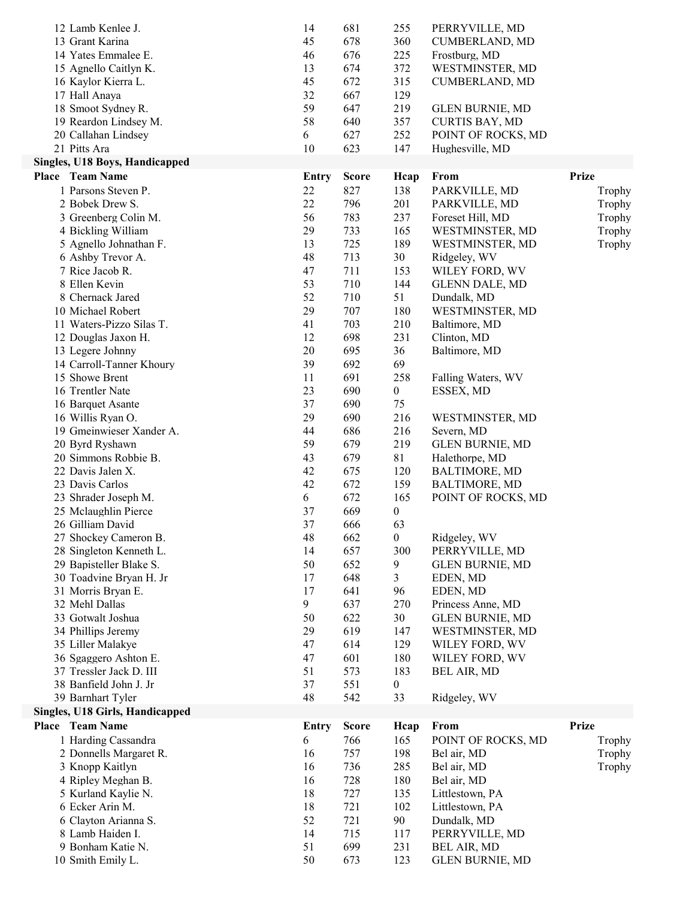| Place | Team Name | Entry | Score | Hcap | From | Prize |
|---|---|---|---|---|---|---|
| 12 | Lamb Kenlee J. | 14 | 681 | 255 | PERRYVILLE, MD | |
| 13 | Grant Karina | 45 | 678 | 360 | CUMBERLAND, MD | |
| 14 | Yates Emmalee E. | 46 | 676 | 225 | Frostburg, MD | |
| 15 | Agnello Caitlyn K. | 13 | 674 | 372 | WESTMINSTER, MD | |
| 16 | Kaylor Kierra L. | 45 | 672 | 315 | CUMBERLAND, MD | |
| 17 | Hall Anaya | 32 | 667 | 129 | | |
| 18 | Smoot Sydney R. | 59 | 647 | 219 | GLEN BURNIE, MD | |
| 19 | Reardon Lindsey M. | 58 | 640 | 357 | CURTIS BAY, MD | |
| 20 | Callahan Lindsey | 6 | 627 | 252 | POINT OF ROCKS, MD | |
| 21 | Pitts Ara | 10 | 623 | 147 | Hughesville, MD | |

**Singles, U18 Boys, Handicapped**

| Place | Team Name | Entry | Score | Hcap | From | Prize |
|---|---|---|---|---|---|---|
| 1 | Parsons Steven P. | 22 | 827 | 138 | PARKVILLE, MD | Trophy |
| 2 | Bobek Drew S. | 22 | 796 | 201 | PARKVILLE, MD | Trophy |
| 3 | Greenberg Colin M. | 56 | 783 | 237 | Foreset Hill, MD | Trophy |
| 4 | Bickling William | 29 | 733 | 165 | WESTMINSTER, MD | Trophy |
| 5 | Agnello Johnathan F. | 13 | 725 | 189 | WESTMINSTER, MD | Trophy |
| 6 | Ashby Trevor A. | 48 | 713 | 30 | Ridgeley, WV | |
| 7 | Rice Jacob R. | 47 | 711 | 153 | WILEY FORD, WV | |
| 8 | Ellen Kevin | 53 | 710 | 144 | GLENN DALE, MD | |
| 8 | Chernack Jared | 52 | 710 | 51 | Dundalk, MD | |
| 10 | Michael Robert | 29 | 707 | 180 | WESTMINSTER, MD | |
| 11 | Waters-Pizzo Silas T. | 41 | 703 | 210 | Baltimore, MD | |
| 12 | Douglas Jaxon H. | 12 | 698 | 231 | Clinton, MD | |
| 13 | Legere Johnny | 20 | 695 | 36 | Baltimore, MD | |
| 14 | Carroll-Tanner Khoury | 39 | 692 | 69 | | |
| 15 | Showe Brent | 11 | 691 | 258 | Falling Waters, WV | |
| 16 | Trentler Nate | 23 | 690 | 0 | ESSEX, MD | |
| 16 | Barquet Asante | 37 | 690 | 75 | | |
| 16 | Willis Ryan O. | 29 | 690 | 216 | WESTMINSTER, MD | |
| 19 | Gmeinwieser Xander A. | 44 | 686 | 216 | Severn, MD | |
| 20 | Byrd Ryshawn | 59 | 679 | 219 | GLEN BURNIE, MD | |
| 20 | Simmons Robbie B. | 43 | 679 | 81 | Halethorpe, MD | |
| 22 | Davis Jalen X. | 42 | 675 | 120 | BALTIMORE, MD | |
| 23 | Davis Carlos | 42 | 672 | 159 | BALTIMORE, MD | |
| 23 | Shrader Joseph M. | 6 | 672 | 165 | POINT OF ROCKS, MD | |
| 25 | Mclaughlin Pierce | 37 | 669 | 0 | | |
| 26 | Gilliam David | 37 | 666 | 63 | | |
| 27 | Shockey Cameron B. | 48 | 662 | 0 | Ridgeley, WV | |
| 28 | Singleton Kenneth L. | 14 | 657 | 300 | PERRYVILLE, MD | |
| 29 | Bapisteller Blake S. | 50 | 652 | 9 | GLEN BURNIE, MD | |
| 30 | Toadvine Bryan H. Jr | 17 | 648 | 3 | EDEN, MD | |
| 31 | Morris Bryan E. | 17 | 641 | 96 | EDEN, MD | |
| 32 | Mehl Dallas | 9 | 637 | 270 | Princess Anne, MD | |
| 33 | Gotwalt Joshua | 50 | 622 | 30 | GLEN BURNIE, MD | |
| 34 | Phillips Jeremy | 29 | 619 | 147 | WESTMINSTER, MD | |
| 35 | Liller Malakye | 47 | 614 | 129 | WILEY FORD, WV | |
| 36 | Sgaggero Ashton E. | 47 | 601 | 180 | WILEY FORD, WV | |
| 37 | Tressler Jack D. III | 51 | 573 | 183 | BEL AIR, MD | |
| 38 | Banfield John J. Jr | 37 | 551 | 0 | | |
| 39 | Barnhart Tyler | 48 | 542 | 33 | Ridgeley, WV | |

**Singles, U18 Girls, Handicapped**

| Place | Team Name | Entry | Score | Hcap | From | Prize |
|---|---|---|---|---|---|---|
| 1 | Harding Cassandra | 6 | 766 | 165 | POINT OF ROCKS, MD | Trophy |
| 2 | Donnells Margaret R. | 16 | 757 | 198 | Bel air, MD | Trophy |
| 3 | Knopp Kaitlyn | 16 | 736 | 285 | Bel air, MD | Trophy |
| 4 | Ripley Meghan B. | 16 | 728 | 180 | Bel air, MD | |
| 5 | Kurland Kaylie N. | 18 | 727 | 135 | Littlestown, PA | |
| 6 | Ecker Arin M. | 18 | 721 | 102 | Littlestown, PA | |
| 6 | Clayton Arianna S. | 52 | 721 | 90 | Dundalk, MD | |
| 8 | Lamb Haiden I. | 14 | 715 | 117 | PERRYVILLE, MD | |
| 9 | Bonham Katie N. | 51 | 699 | 231 | BEL AIR, MD | |
| 10 | Smith Emily L. | 50 | 673 | 123 | GLEN BURNIE, MD | |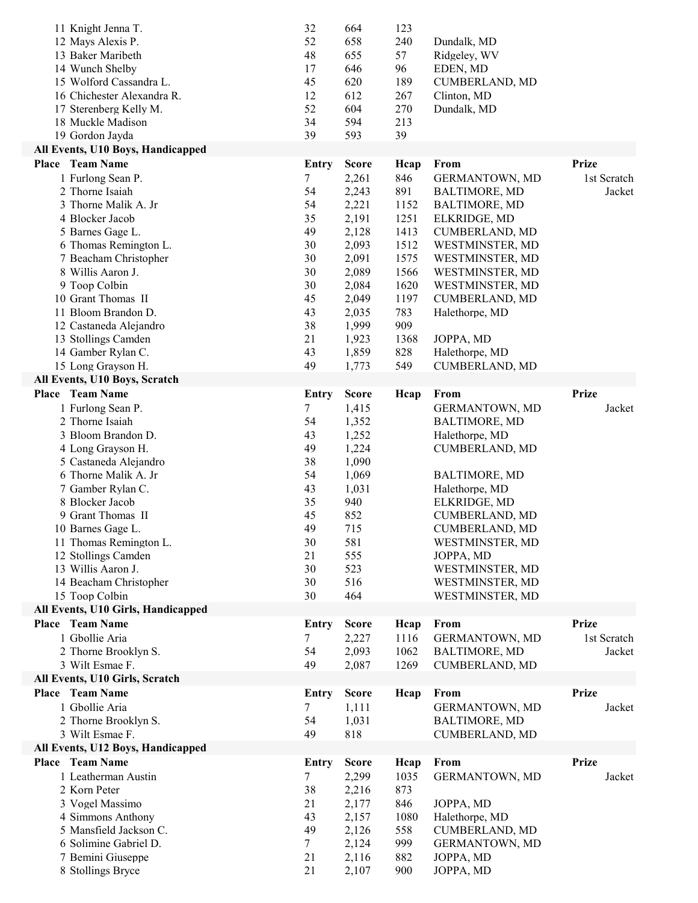| Place | Team Name | Entry | Score | Hcap | From | Prize |
|---|---|---|---|---|---|---|
| 11 | Knight Jenna T. | 32 | 664 | 123 | | |
| 12 | Mays Alexis P. | 52 | 658 | 240 | Dundalk, MD | |
| 13 | Baker Maribeth | 48 | 655 | 57 | Ridgeley, WV | |
| 14 | Wunch Shelby | 17 | 646 | 96 | EDEN, MD | |
| 15 | Wolford Cassandra L. | 45 | 620 | 189 | CUMBERLAND, MD | |
| 16 | Chichester Alexandra R. | 12 | 612 | 267 | Clinton, MD | |
| 17 | Sterenberg Kelly M. | 52 | 604 | 270 | Dundalk, MD | |
| 18 | Muckle Madison | 34 | 594 | 213 | | |
| 19 | Gordon Jayda | 39 | 593 | 39 | | |

**All Events, U10 Boys, Handicapped**

| Place | Team Name | Entry | Score | Hcap | From | Prize |
|---|---|---|---|---|---|---|
| 1 | Furlong Sean P. | 7 | 2,261 | 846 | GERMANTOWN, MD | 1st Scratch |
| 2 | Thorne Isaiah | 54 | 2,243 | 891 | BALTIMORE, MD | Jacket |
| 3 | Thorne Malik A. Jr | 54 | 2,221 | 1152 | BALTIMORE, MD | |
| 4 | Blocker Jacob | 35 | 2,191 | 1251 | ELKRIDGE, MD | |
| 5 | Barnes Gage L. | 49 | 2,128 | 1413 | CUMBERLAND, MD | |
| 6 | Thomas Remington L. | 30 | 2,093 | 1512 | WESTMINSTER, MD | |
| 7 | Beacham Christopher | 30 | 2,091 | 1575 | WESTMINSTER, MD | |
| 8 | Willis Aaron J. | 30 | 2,089 | 1566 | WESTMINSTER, MD | |
| 9 | Toop Colbin | 30 | 2,084 | 1620 | WESTMINSTER, MD | |
| 10 | Grant Thomas II | 45 | 2,049 | 1197 | CUMBERLAND, MD | |
| 11 | Bloom Brandon D. | 43 | 2,035 | 783 | Halethorpe, MD | |
| 12 | Castaneda Alejandro | 38 | 1,999 | 909 | | |
| 13 | Stollings Camden | 21 | 1,923 | 1368 | JOPPA, MD | |
| 14 | Gamber Rylan C. | 43 | 1,859 | 828 | Halethorpe, MD | |
| 15 | Long Grayson H. | 49 | 1,773 | 549 | CUMBERLAND, MD | |

**All Events, U10 Boys, Scratch**

| Place | Team Name | Entry | Score | Hcap | From | Prize |
|---|---|---|---|---|---|---|
| 1 | Furlong Sean P. | 7 | 1,415 | | GERMANTOWN, MD | Jacket |
| 2 | Thorne Isaiah | 54 | 1,352 | | BALTIMORE, MD | |
| 3 | Bloom Brandon D. | 43 | 1,252 | | Halethorpe, MD | |
| 4 | Long Grayson H. | 49 | 1,224 | | CUMBERLAND, MD | |
| 5 | Castaneda Alejandro | 38 | 1,090 | | | |
| 6 | Thorne Malik A. Jr | 54 | 1,069 | | BALTIMORE, MD | |
| 7 | Gamber Rylan C. | 43 | 1,031 | | Halethorpe, MD | |
| 8 | Blocker Jacob | 35 | 940 | | ELKRIDGE, MD | |
| 9 | Grant Thomas II | 45 | 852 | | CUMBERLAND, MD | |
| 10 | Barnes Gage L. | 49 | 715 | | CUMBERLAND, MD | |
| 11 | Thomas Remington L. | 30 | 581 | | WESTMINSTER, MD | |
| 12 | Stollings Camden | 21 | 555 | | JOPPA, MD | |
| 13 | Willis Aaron J. | 30 | 523 | | WESTMINSTER, MD | |
| 14 | Beacham Christopher | 30 | 516 | | WESTMINSTER, MD | |
| 15 | Toop Colbin | 30 | 464 | | WESTMINSTER, MD | |

**All Events, U10 Girls, Handicapped**

| Place | Team Name | Entry | Score | Hcap | From | Prize |
|---|---|---|---|---|---|---|
| 1 | Gbollie Aria | 7 | 2,227 | 1116 | GERMANTOWN, MD | 1st Scratch |
| 2 | Thorne Brooklyn S. | 54 | 2,093 | 1062 | BALTIMORE, MD | Jacket |
| 3 | Wilt Esmae F. | 49 | 2,087 | 1269 | CUMBERLAND, MD | |

**All Events, U10 Girls, Scratch**

| Place | Team Name | Entry | Score | Hcap | From | Prize |
|---|---|---|---|---|---|---|
| 1 | Gbollie Aria | 7 | 1,111 | | GERMANTOWN, MD | Jacket |
| 2 | Thorne Brooklyn S. | 54 | 1,031 | | BALTIMORE, MD | |
| 3 | Wilt Esmae F. | 49 | 818 | | CUMBERLAND, MD | |

**All Events, U12 Boys, Handicapped**

| Place | Team Name | Entry | Score | Hcap | From | Prize |
|---|---|---|---|---|---|---|
| 1 | Leatherman Austin | 7 | 2,299 | 1035 | GERMANTOWN, MD | Jacket |
| 2 | Korn Peter | 38 | 2,216 | 873 | | |
| 3 | Vogel Massimo | 21 | 2,177 | 846 | JOPPA, MD | |
| 4 | Simmons Anthony | 43 | 2,157 | 1080 | Halethorpe, MD | |
| 5 | Mansfield Jackson C. | 49 | 2,126 | 558 | CUMBERLAND, MD | |
| 6 | Solimine Gabriel D. | 7 | 2,124 | 999 | GERMANTOWN, MD | |
| 7 | Bemini Giuseppe | 21 | 2,116 | 882 | JOPPA, MD | |
| 8 | Stollings Bryce | 21 | 2,107 | 900 | JOPPA, MD | |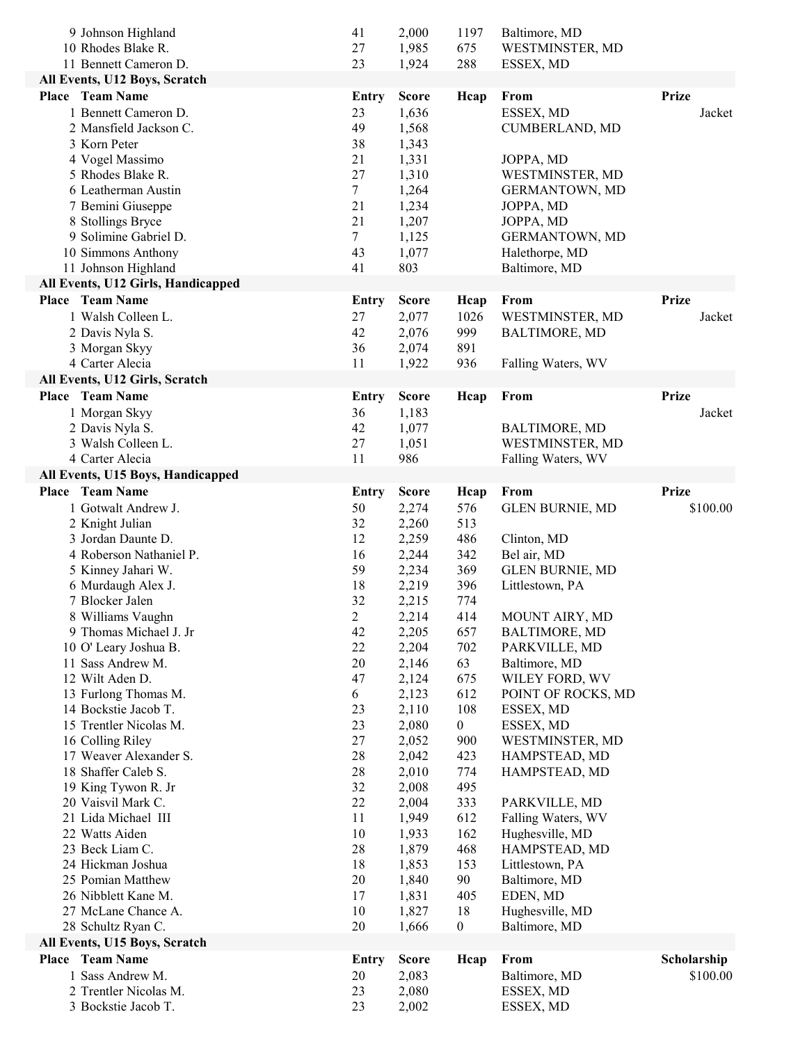| Place | Team Name | Entry | Score | Hcap | From | Prize |
|---|---|---|---|---|---|---|
| 9 | Johnson Highland | 41 | 2,000 | 1197 | Baltimore, MD | |
| 10 | Rhodes Blake R. | 27 | 1,985 | 675 | WESTMINSTER, MD | |
| 11 | Bennett Cameron D. | 23 | 1,924 | 288 | ESSEX, MD | |

**All Events, U12 Boys, Scratch**

| Place | Team Name | Entry | Score | Hcap | From | Prize |
|---|---|---|---|---|---|---|
| 1 | Bennett Cameron D. | 23 | 1,636 | | ESSEX, MD | Jacket |
| 2 | Mansfield Jackson C. | 49 | 1,568 | | CUMBERLAND, MD | |
| 3 | Korn Peter | 38 | 1,343 | | | |
| 4 | Vogel Massimo | 21 | 1,331 | | JOPPA, MD | |
| 5 | Rhodes Blake R. | 27 | 1,310 | | WESTMINSTER, MD | |
| 6 | Leatherman Austin | 7 | 1,264 | | GERMANTOWN, MD | |
| 7 | Bemini Giuseppe | 21 | 1,234 | | JOPPA, MD | |
| 8 | Stollings Bryce | 21 | 1,207 | | JOPPA, MD | |
| 9 | Solimine Gabriel D. | 7 | 1,125 | | GERMANTOWN, MD | |
| 10 | Simmons Anthony | 43 | 1,077 | | Halethorpe, MD | |
| 11 | Johnson Highland | 41 | 803 | | Baltimore, MD | |

**All Events, U12 Girls, Handicapped**

| Place | Team Name | Entry | Score | Hcap | From | Prize |
|---|---|---|---|---|---|---|
| 1 | Walsh Colleen L. | 27 | 2,077 | 1026 | WESTMINSTER, MD | Jacket |
| 2 | Davis Nyla S. | 42 | 2,076 | 999 | BALTIMORE, MD | |
| 3 | Morgan Skyy | 36 | 2,074 | 891 | | |
| 4 | Carter Alecia | 11 | 1,922 | 936 | Falling Waters, WV | |

**All Events, U12 Girls, Scratch**

| Place | Team Name | Entry | Score | Hcap | From | Prize |
|---|---|---|---|---|---|---|
| 1 | Morgan Skyy | 36 | 1,183 | | | Jacket |
| 2 | Davis Nyla S. | 42 | 1,077 | | BALTIMORE, MD | |
| 3 | Walsh Colleen L. | 27 | 1,051 | | WESTMINSTER, MD | |
| 4 | Carter Alecia | 11 | 986 | | Falling Waters, WV | |

**All Events, U15 Boys, Handicapped**

| Place | Team Name | Entry | Score | Hcap | From | Prize |
|---|---|---|---|---|---|---|
| 1 | Gotwalt Andrew J. | 50 | 2,274 | 576 | GLEN BURNIE, MD | $100.00 |
| 2 | Knight Julian | 32 | 2,260 | 513 | | |
| 3 | Jordan Daunte D. | 12 | 2,259 | 486 | Clinton, MD | |
| 4 | Roberson Nathaniel P. | 16 | 2,244 | 342 | Bel air, MD | |
| 5 | Kinney Jahari W. | 59 | 2,234 | 369 | GLEN BURNIE, MD | |
| 6 | Murdaugh Alex J. | 18 | 2,219 | 396 | Littlestown, PA | |
| 7 | Blocker Jalen | 32 | 2,215 | 774 | | |
| 8 | Williams Vaughn | 2 | 2,214 | 414 | MOUNT AIRY, MD | |
| 9 | Thomas Michael J. Jr | 42 | 2,205 | 657 | BALTIMORE, MD | |
| 10 | O' Leary Joshua B. | 22 | 2,204 | 702 | PARKVILLE, MD | |
| 11 | Sass Andrew M. | 20 | 2,146 | 63 | Baltimore, MD | |
| 12 | Wilt Aden D. | 47 | 2,124 | 675 | WILEY FORD, WV | |
| 13 | Furlong Thomas M. | 6 | 2,123 | 612 | POINT OF ROCKS, MD | |
| 14 | Bockstie Jacob T. | 23 | 2,110 | 108 | ESSEX, MD | |
| 15 | Trentler Nicolas M. | 23 | 2,080 | 0 | ESSEX, MD | |
| 16 | Colling Riley | 27 | 2,052 | 900 | WESTMINSTER, MD | |
| 17 | Weaver Alexander S. | 28 | 2,042 | 423 | HAMPSTEAD, MD | |
| 18 | Shaffer Caleb S. | 28 | 2,010 | 774 | HAMPSTEAD, MD | |
| 19 | King Tywon R. Jr | 32 | 2,008 | 495 | | |
| 20 | Vaisvil Mark C. | 22 | 2,004 | 333 | PARKVILLE, MD | |
| 21 | Lida Michael III | 11 | 1,949 | 612 | Falling Waters, WV | |
| 22 | Watts Aiden | 10 | 1,933 | 162 | Hughesville, MD | |
| 23 | Beck Liam C. | 28 | 1,879 | 468 | HAMPSTEAD, MD | |
| 24 | Hickman Joshua | 18 | 1,853 | 153 | Littlestown, PA | |
| 25 | Pomian Matthew | 20 | 1,840 | 90 | Baltimore, MD | |
| 26 | Nibblett Kane M. | 17 | 1,831 | 405 | EDEN, MD | |
| 27 | McLane Chance A. | 10 | 1,827 | 18 | Hughesville, MD | |
| 28 | Schultz Ryan C. | 20 | 1,666 | 0 | Baltimore, MD | |

**All Events, U15 Boys, Scratch**

| Place | Team Name | Entry | Score | Hcap | From | Scholarship |
|---|---|---|---|---|---|---|
| 1 | Sass Andrew M. | 20 | 2,083 | | Baltimore, MD | $100.00 |
| 2 | Trentler Nicolas M. | 23 | 2,080 | | ESSEX, MD | |
| 3 | Bockstie Jacob T. | 23 | 2,002 | | ESSEX, MD | |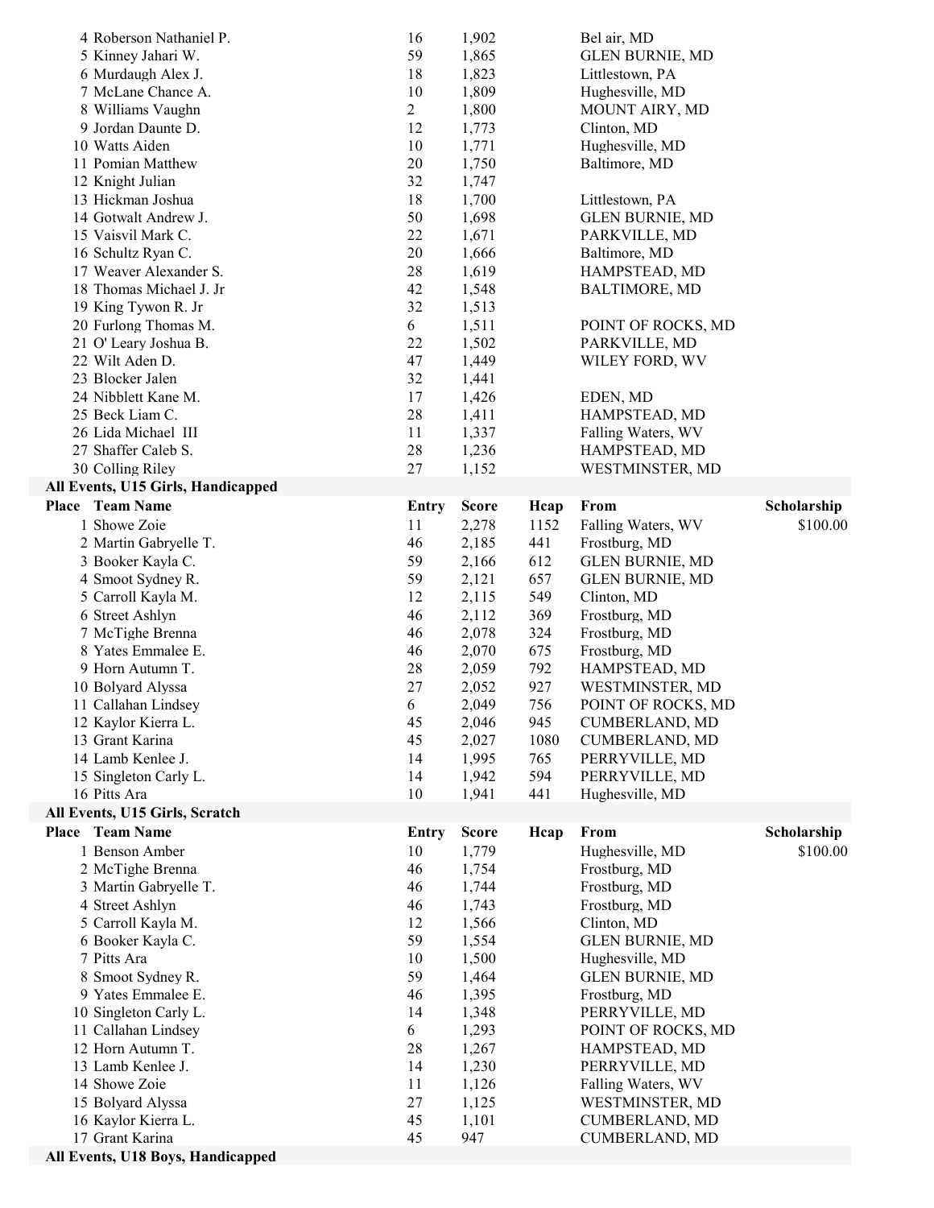| Place | Team Name | Entry | Score | Hcap | From | Scholarship |
|---|---|---|---|---|---|---|
| 4 | Roberson Nathaniel P. | 16 | 1,902 | | Bel air, MD | |
| 5 | Kinney Jahari W. | 59 | 1,865 | | GLEN BURNIE, MD | |
| 6 | Murdaugh Alex J. | 18 | 1,823 | | Littlestown, PA | |
| 7 | McLane Chance A. | 10 | 1,809 | | Hughesville, MD | |
| 8 | Williams Vaughn | 2 | 1,800 | | MOUNT AIRY, MD | |
| 9 | Jordan Daunte D. | 12 | 1,773 | | Clinton, MD | |
| 10 | Watts Aiden | 10 | 1,771 | | Hughesville, MD | |
| 11 | Pomian Matthew | 20 | 1,750 | | Baltimore, MD | |
| 12 | Knight Julian | 32 | 1,747 | | | |
| 13 | Hickman Joshua | 18 | 1,700 | | Littlestown, PA | |
| 14 | Gotwalt Andrew J. | 50 | 1,698 | | GLEN BURNIE, MD | |
| 15 | Vaisvil Mark C. | 22 | 1,671 | | PARKVILLE, MD | |
| 16 | Schultz Ryan C. | 20 | 1,666 | | Baltimore, MD | |
| 17 | Weaver Alexander S. | 28 | 1,619 | | HAMPSTEAD, MD | |
| 18 | Thomas Michael J. Jr | 42 | 1,548 | | BALTIMORE, MD | |
| 19 | King Tywon R. Jr | 32 | 1,513 | | | |
| 20 | Furlong Thomas M. | 6 | 1,511 | | POINT OF ROCKS, MD | |
| 21 | O' Leary Joshua B. | 22 | 1,502 | | PARKVILLE, MD | |
| 22 | Wilt Aden D. | 47 | 1,449 | | WILEY FORD, WV | |
| 23 | Blocker Jalen | 32 | 1,441 | | | |
| 24 | Nibblett Kane M. | 17 | 1,426 | | EDEN, MD | |
| 25 | Beck Liam C. | 28 | 1,411 | | HAMPSTEAD, MD | |
| 26 | Lida Michael III | 11 | 1,337 | | Falling Waters, WV | |
| 27 | Shaffer Caleb S. | 28 | 1,236 | | HAMPSTEAD, MD | |
| 30 | Colling Riley | 27 | 1,152 | | WESTMINSTER, MD | |

**All Events, U15 Girls, Handicapped**

| Place | Team Name | Entry | Score | Hcap | From | Scholarship |
|---|---|---|---|---|---|---|
| 1 | Showe Zoie | 11 | 2,278 | 1152 | Falling Waters, WV | $100.00 |
| 2 | Martin Gabryelle T. | 46 | 2,185 | 441 | Frostburg, MD | |
| 3 | Booker Kayla C. | 59 | 2,166 | 612 | GLEN BURNIE, MD | |
| 4 | Smoot Sydney R. | 59 | 2,121 | 657 | GLEN BURNIE, MD | |
| 5 | Carroll Kayla M. | 12 | 2,115 | 549 | Clinton, MD | |
| 6 | Street Ashlyn | 46 | 2,112 | 369 | Frostburg, MD | |
| 7 | McTighe Brenna | 46 | 2,078 | 324 | Frostburg, MD | |
| 8 | Yates Emmalee E. | 46 | 2,070 | 675 | Frostburg, MD | |
| 9 | Horn Autumn T. | 28 | 2,059 | 792 | HAMPSTEAD, MD | |
| 10 | Bolyard Alyssa | 27 | 2,052 | 927 | WESTMINSTER, MD | |
| 11 | Callahan Lindsey | 6 | 2,049 | 756 | POINT OF ROCKS, MD | |
| 12 | Kaylor Kierra L. | 45 | 2,046 | 945 | CUMBERLAND, MD | |
| 13 | Grant Karina | 45 | 2,027 | 1080 | CUMBERLAND, MD | |
| 14 | Lamb Kenlee J. | 14 | 1,995 | 765 | PERRYVILLE, MD | |
| 15 | Singleton Carly L. | 14 | 1,942 | 594 | PERRYVILLE, MD | |
| 16 | Pitts Ara | 10 | 1,941 | 441 | Hughesville, MD | |

**All Events, U15 Girls, Scratch**

| Place | Team Name | Entry | Score | Hcap | From | Scholarship |
|---|---|---|---|---|---|---|
| 1 | Benson Amber | 10 | 1,779 | | Hughesville, MD | $100.00 |
| 2 | McTighe Brenna | 46 | 1,754 | | Frostburg, MD | |
| 3 | Martin Gabryelle T. | 46 | 1,744 | | Frostburg, MD | |
| 4 | Street Ashlyn | 46 | 1,743 | | Frostburg, MD | |
| 5 | Carroll Kayla M. | 12 | 1,566 | | Clinton, MD | |
| 6 | Booker Kayla C. | 59 | 1,554 | | GLEN BURNIE, MD | |
| 7 | Pitts Ara | 10 | 1,500 | | Hughesville, MD | |
| 8 | Smoot Sydney R. | 59 | 1,464 | | GLEN BURNIE, MD | |
| 9 | Yates Emmalee E. | 46 | 1,395 | | Frostburg, MD | |
| 10 | Singleton Carly L. | 14 | 1,348 | | PERRYVILLE, MD | |
| 11 | Callahan Lindsey | 6 | 1,293 | | POINT OF ROCKS, MD | |
| 12 | Horn Autumn T. | 28 | 1,267 | | HAMPSTEAD, MD | |
| 13 | Lamb Kenlee J. | 14 | 1,230 | | PERRYVILLE, MD | |
| 14 | Showe Zoie | 11 | 1,126 | | Falling Waters, WV | |
| 15 | Bolyard Alyssa | 27 | 1,125 | | WESTMINSTER, MD | |
| 16 | Kaylor Kierra L. | 45 | 1,101 | | CUMBERLAND, MD | |
| 17 | Grant Karina | 45 | 947 | | CUMBERLAND, MD | |

**All Events, U18 Boys, Handicapped**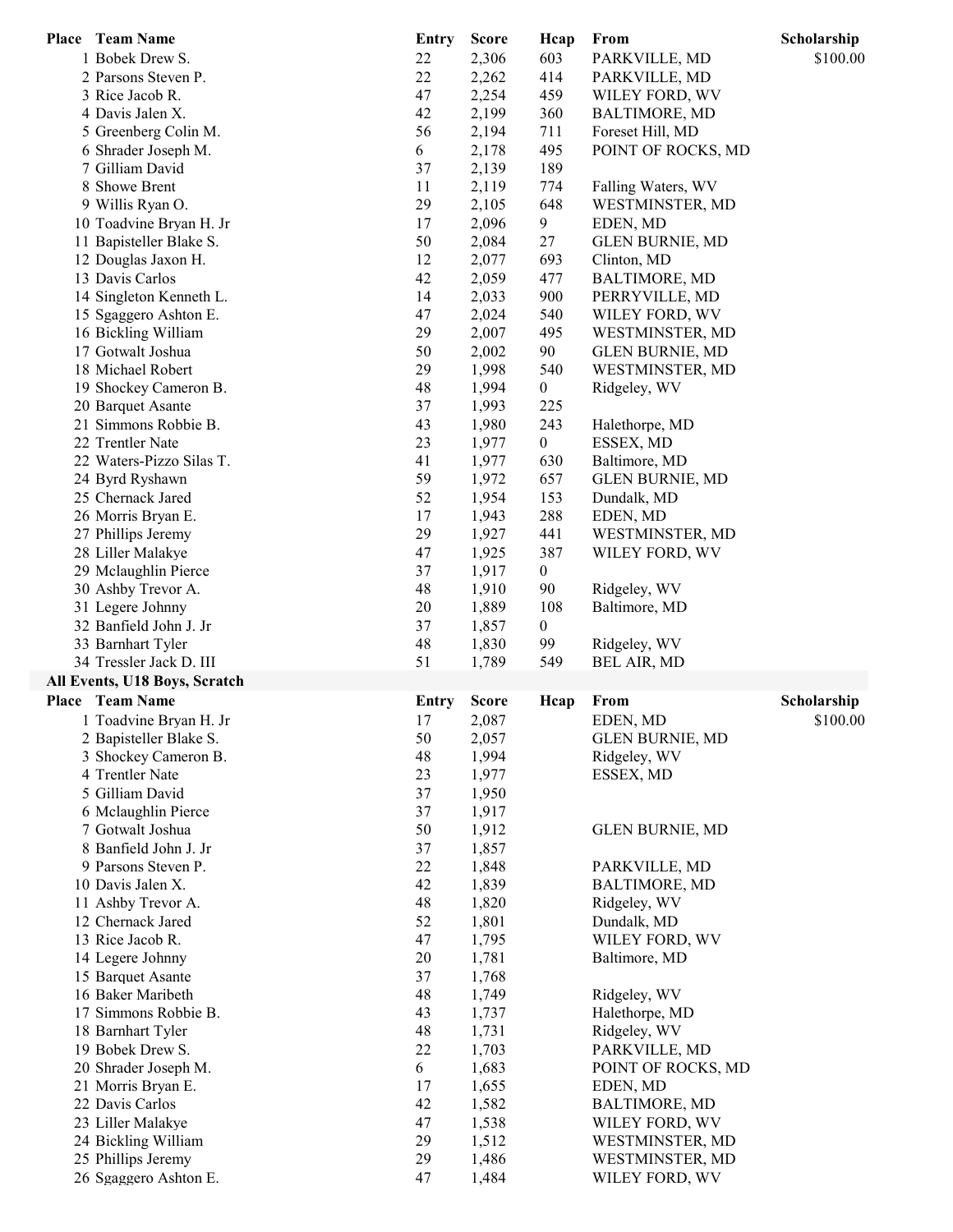| Place | Team Name | Entry | Score | Hcap | From | Scholarship |
|---|---|---|---|---|---|---|
| 1 | Bobek Drew S. | 22 | 2,306 | 603 | PARKVILLE, MD | $100.00 |
| 2 | Parsons Steven P. | 22 | 2,262 | 414 | PARKVILLE, MD | |
| 3 | Rice Jacob R. | 47 | 2,254 | 459 | WILEY FORD, WV | |
| 4 | Davis Jalen X. | 42 | 2,199 | 360 | BALTIMORE, MD | |
| 5 | Greenberg Colin M. | 56 | 2,194 | 711 | Foreset Hill, MD | |
| 6 | Shrader Joseph M. | 6 | 2,178 | 495 | POINT OF ROCKS, MD | |
| 7 | Gilliam David | 37 | 2,139 | 189 | | |
| 8 | Showe Brent | 11 | 2,119 | 774 | Falling Waters, WV | |
| 9 | Willis Ryan O. | 29 | 2,105 | 648 | WESTMINSTER, MD | |
| 10 | Toadvine Bryan H. Jr | 17 | 2,096 | 9 | EDEN, MD | |
| 11 | Bapisteller Blake S. | 50 | 2,084 | 27 | GLEN BURNIE, MD | |
| 12 | Douglas Jaxon H. | 12 | 2,077 | 693 | Clinton, MD | |
| 13 | Davis Carlos | 42 | 2,059 | 477 | BALTIMORE, MD | |
| 14 | Singleton Kenneth L. | 14 | 2,033 | 900 | PERRYVILLE, MD | |
| 15 | Sgaggero Ashton E. | 47 | 2,024 | 540 | WILEY FORD, WV | |
| 16 | Bickling William | 29 | 2,007 | 495 | WESTMINSTER, MD | |
| 17 | Gotwalt Joshua | 50 | 2,002 | 90 | GLEN BURNIE, MD | |
| 18 | Michael Robert | 29 | 1,998 | 540 | WESTMINSTER, MD | |
| 19 | Shockey Cameron B. | 48 | 1,994 | 0 | Ridgeley, WV | |
| 20 | Barquet Asante | 37 | 1,993 | 225 | | |
| 21 | Simmons Robbie B. | 43 | 1,980 | 243 | Halethorpe, MD | |
| 22 | Trentler Nate | 23 | 1,977 | 0 | ESSEX, MD | |
| 22 | Waters-Pizzo Silas T. | 41 | 1,977 | 630 | Baltimore, MD | |
| 24 | Byrd Ryshawn | 59 | 1,972 | 657 | GLEN BURNIE, MD | |
| 25 | Chernack Jared | 52 | 1,954 | 153 | Dundalk, MD | |
| 26 | Morris Bryan E. | 17 | 1,943 | 288 | EDEN, MD | |
| 27 | Phillips Jeremy | 29 | 1,927 | 441 | WESTMINSTER, MD | |
| 28 | Liller Malakye | 47 | 1,925 | 387 | WILEY FORD, WV | |
| 29 | Mclaughlin Pierce | 37 | 1,917 | 0 | | |
| 30 | Ashby Trevor A. | 48 | 1,910 | 90 | Ridgeley, WV | |
| 31 | Legere Johnny | 20 | 1,889 | 108 | Baltimore, MD | |
| 32 | Banfield John J. Jr | 37 | 1,857 | 0 | | |
| 33 | Barnhart Tyler | 48 | 1,830 | 99 | Ridgeley, WV | |
| 34 | Tressler Jack D. III | 51 | 1,789 | 549 | BEL AIR, MD | |

**All Events, U18 Boys, Scratch**

| Place | Team Name | Entry | Score | Hcap | From | Scholarship |
|---|---|---|---|---|---|---|
| 1 | Toadvine Bryan H. Jr | 17 | 2,087 | | EDEN, MD | $100.00 |
| 2 | Bapisteller Blake S. | 50 | 2,057 | | GLEN BURNIE, MD | |
| 3 | Shockey Cameron B. | 48 | 1,994 | | Ridgeley, WV | |
| 4 | Trentler Nate | 23 | 1,977 | | ESSEX, MD | |
| 5 | Gilliam David | 37 | 1,950 | | | |
| 6 | Mclaughlin Pierce | 37 | 1,917 | | | |
| 7 | Gotwalt Joshua | 50 | 1,912 | | GLEN BURNIE, MD | |
| 8 | Banfield John J. Jr | 37 | 1,857 | | | |
| 9 | Parsons Steven P. | 22 | 1,848 | | PARKVILLE, MD | |
| 10 | Davis Jalen X. | 42 | 1,839 | | BALTIMORE, MD | |
| 11 | Ashby Trevor A. | 48 | 1,820 | | Ridgeley, WV | |
| 12 | Chernack Jared | 52 | 1,801 | | Dundalk, MD | |
| 13 | Rice Jacob R. | 47 | 1,795 | | WILEY FORD, WV | |
| 14 | Legere Johnny | 20 | 1,781 | | Baltimore, MD | |
| 15 | Barquet Asante | 37 | 1,768 | | | |
| 16 | Baker Maribeth | 48 | 1,749 | | Ridgeley, WV | |
| 17 | Simmons Robbie B. | 43 | 1,737 | | Halethorpe, MD | |
| 18 | Barnhart Tyler | 48 | 1,731 | | Ridgeley, WV | |
| 19 | Bobek Drew S. | 22 | 1,703 | | PARKVILLE, MD | |
| 20 | Shrader Joseph M. | 6 | 1,683 | | POINT OF ROCKS, MD | |
| 21 | Morris Bryan E. | 17 | 1,655 | | EDEN, MD | |
| 22 | Davis Carlos | 42 | 1,582 | | BALTIMORE, MD | |
| 23 | Liller Malakye | 47 | 1,538 | | WILEY FORD, WV | |
| 24 | Bickling William | 29 | 1,512 | | WESTMINSTER, MD | |
| 25 | Phillips Jeremy | 29 | 1,486 | | WESTMINSTER, MD | |
| 26 | Sgaggero Ashton E. | 47 | 1,484 | | WILEY FORD, WV | |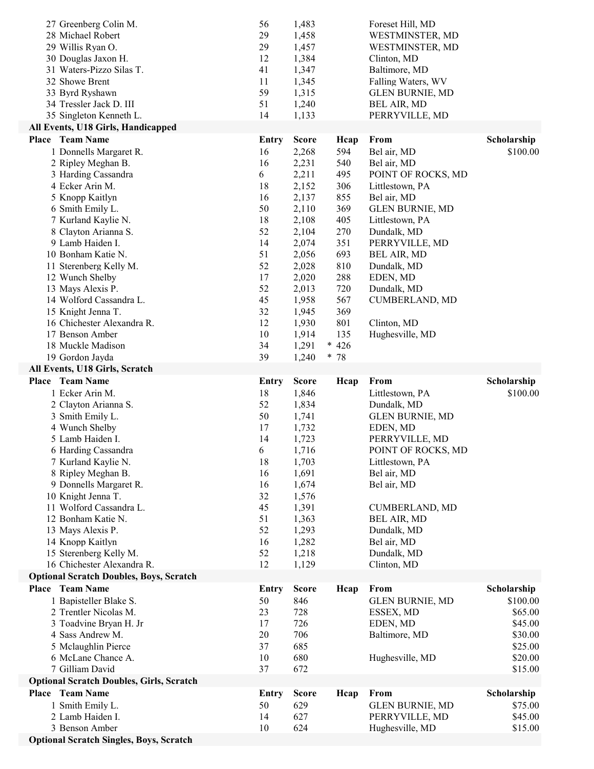| Place | Team Name | Entry | Score | Hcap | From | Scholarship |
|---|---|---|---|---|---|---|
| 27 | Greenberg Colin M. | 56 | 1,483 | | Foreset Hill, MD | |
| 28 | Michael Robert | 29 | 1,458 | | WESTMINSTER, MD | |
| 29 | Willis Ryan O. | 29 | 1,457 | | WESTMINSTER, MD | |
| 30 | Douglas Jaxon H. | 12 | 1,384 | | Clinton, MD | |
| 31 | Waters-Pizzo Silas T. | 41 | 1,347 | | Baltimore, MD | |
| 32 | Showe Brent | 11 | 1,345 | | Falling Waters, WV | |
| 33 | Byrd Ryshawn | 59 | 1,315 | | GLEN BURNIE, MD | |
| 34 | Tressler Jack D. III | 51 | 1,240 | | BEL AIR, MD | |
| 35 | Singleton Kenneth L. | 14 | 1,133 | | PERRYVILLE, MD | |

**All Events, U18 Girls, Handicapped**

| Place | Team Name | Entry | Score | Hcap | From | Scholarship |
|---|---|---|---|---|---|---|
| 1 | Donnells Margaret R. | 16 | 2,268 | 594 | Bel air, MD | $100.00 |
| 2 | Ripley Meghan B. | 16 | 2,231 | 540 | Bel air, MD | |
| 3 | Harding Cassandra | 6 | 2,211 | 495 | POINT OF ROCKS, MD | |
| 4 | Ecker Arin M. | 18 | 2,152 | 306 | Littlestown, PA | |
| 5 | Knopp Kaitlyn | 16 | 2,137 | 855 | Bel air, MD | |
| 6 | Smith Emily L. | 50 | 2,110 | 369 | GLEN BURNIE, MD | |
| 7 | Kurland Kaylie N. | 18 | 2,108 | 405 | Littlestown, PA | |
| 8 | Clayton Arianna S. | 52 | 2,104 | 270 | Dundalk, MD | |
| 9 | Lamb Haiden I. | 14 | 2,074 | 351 | PERRYVILLE, MD | |
| 10 | Bonham Katie N. | 51 | 2,056 | 693 | BEL AIR, MD | |
| 11 | Sterenberg Kelly M. | 52 | 2,028 | 810 | Dundalk, MD | |
| 12 | Wunch Shelby | 17 | 2,020 | 288 | EDEN, MD | |
| 13 | Mays Alexis P. | 52 | 2,013 | 720 | Dundalk, MD | |
| 14 | Wolford Cassandra L. | 45 | 1,958 | 567 | CUMBERLAND, MD | |
| 15 | Knight Jenna T. | 32 | 1,945 | 369 | | |
| 16 | Chichester Alexandra R. | 12 | 1,930 | 801 | Clinton, MD | |
| 17 | Benson Amber | 10 | 1,914 | 135 | Hughesville, MD | |
| 18 | Muckle Madison | 34 | 1,291 | * 426 | | |
| 19 | Gordon Jayda | 39 | 1,240 | * 78 | | |

**All Events, U18 Girls, Scratch**

| Place | Team Name | Entry | Score | Hcap | From | Scholarship |
|---|---|---|---|---|---|---|
| 1 | Ecker Arin M. | 18 | 1,846 | | Littlestown, PA | $100.00 |
| 2 | Clayton Arianna S. | 52 | 1,834 | | Dundalk, MD | |
| 3 | Smith Emily L. | 50 | 1,741 | | GLEN BURNIE, MD | |
| 4 | Wunch Shelby | 17 | 1,732 | | EDEN, MD | |
| 5 | Lamb Haiden I. | 14 | 1,723 | | PERRYVILLE, MD | |
| 6 | Harding Cassandra | 6 | 1,716 | | POINT OF ROCKS, MD | |
| 7 | Kurland Kaylie N. | 18 | 1,703 | | Littlestown, PA | |
| 8 | Ripley Meghan B. | 16 | 1,691 | | Bel air, MD | |
| 9 | Donnells Margaret R. | 16 | 1,674 | | Bel air, MD | |
| 10 | Knight Jenna T. | 32 | 1,576 | | | |
| 11 | Wolford Cassandra L. | 45 | 1,391 | | CUMBERLAND, MD | |
| 12 | Bonham Katie N. | 51 | 1,363 | | BEL AIR, MD | |
| 13 | Mays Alexis P. | 52 | 1,293 | | Dundalk, MD | |
| 14 | Knopp Kaitlyn | 16 | 1,282 | | Bel air, MD | |
| 15 | Sterenberg Kelly M. | 52 | 1,218 | | Dundalk, MD | |
| 16 | Chichester Alexandra R. | 12 | 1,129 | | Clinton, MD | |

**Optional Scratch Doubles, Boys, Scratch**

| Place | Team Name | Entry | Score | Hcap | From | Scholarship |
|---|---|---|---|---|---|---|
| 1 | Bapisteller Blake S. | 50 | 846 | | GLEN BURNIE, MD | $100.00 |
| 2 | Trentler Nicolas M. | 23 | 728 | | ESSEX, MD | $65.00 |
| 3 | Toadvine Bryan H. Jr | 17 | 726 | | EDEN, MD | $45.00 |
| 4 | Sass Andrew M. | 20 | 706 | | Baltimore, MD | $30.00 |
| 5 | Mclaughlin Pierce | 37 | 685 | | | $25.00 |
| 6 | McLane Chance A. | 10 | 680 | | Hughesville, MD | $20.00 |
| 7 | Gilliam David | 37 | 672 | | | $15.00 |

**Optional Scratch Doubles, Girls, Scratch**

| Place | Team Name | Entry | Score | Hcap | From | Scholarship |
|---|---|---|---|---|---|---|
| 1 | Smith Emily L. | 50 | 629 | | GLEN BURNIE, MD | $75.00 |
| 2 | Lamb Haiden I. | 14 | 627 | | PERRYVILLE, MD | $45.00 |
| 3 | Benson Amber | 10 | 624 | | Hughesville, MD | $15.00 |

**Optional Scratch Singles, Boys, Scratch**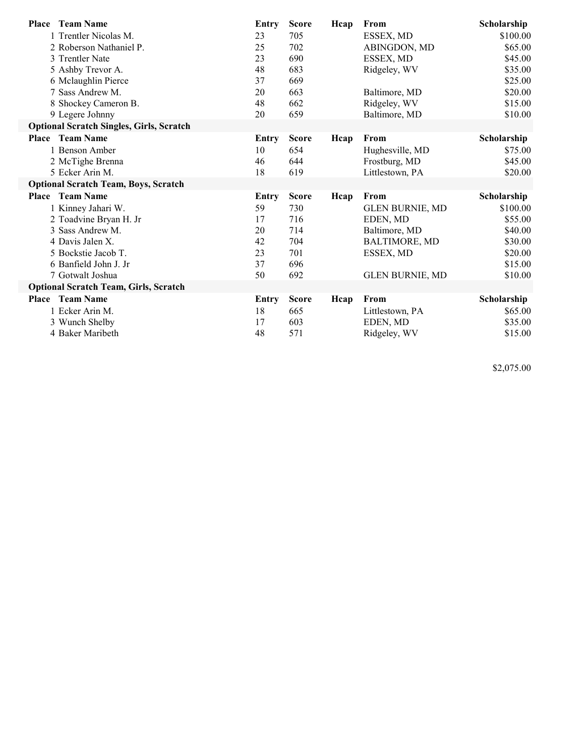| Place | Team Name | Entry | Score | Hcap | From | Scholarship |
|---|---|---|---|---|---|---|
| 1 | Trentler Nicolas M. | 23 | 705 | | ESSEX, MD | $100.00 |
| 2 | Roberson Nathaniel P. | 25 | 702 | | ABINGDON, MD | $65.00 |
| 3 | Trentler Nate | 23 | 690 | | ESSEX, MD | $45.00 |
| 5 | Ashby Trevor A. | 48 | 683 | | Ridgeley, WV | $35.00 |
| 6 | Mclaughlin Pierce | 37 | 669 | | | $25.00 |
| 7 | Sass Andrew M. | 20 | 663 | | Baltimore, MD | $20.00 |
| 8 | Shockey Cameron B. | 48 | 662 | | Ridgeley, WV | $15.00 |
| 9 | Legere Johnny | 20 | 659 | | Baltimore, MD | $10.00 |

**Optional Scratch Singles, Girls, Scratch**

| Place | Team Name | Entry | Score | Hcap | From | Scholarship |
|---|---|---|---|---|---|---|
| 1 | Benson Amber | 10 | 654 | | Hughesville, MD | $75.00 |
| 2 | McTighe Brenna | 46 | 644 | | Frostburg, MD | $45.00 |
| 5 | Ecker Arin M. | 18 | 619 | | Littlestown, PA | $20.00 |

**Optional Scratch Team, Boys, Scratch**

| Place | Team Name | Entry | Score | Hcap | From | Scholarship |
|---|---|---|---|---|---|---|
| 1 | Kinney Jahari W. | 59 | 730 | | GLEN BURNIE, MD | $100.00 |
| 2 | Toadvine Bryan H. Jr | 17 | 716 | | EDEN, MD | $55.00 |
| 3 | Sass Andrew M. | 20 | 714 | | Baltimore, MD | $40.00 |
| 4 | Davis Jalen X. | 42 | 704 | | BALTIMORE, MD | $30.00 |
| 5 | Bockstie Jacob T. | 23 | 701 | | ESSEX, MD | $20.00 |
| 6 | Banfield John J. Jr | 37 | 696 | | | $15.00 |
| 7 | Gotwalt Joshua | 50 | 692 | | GLEN BURNIE, MD | $10.00 |

**Optional Scratch Team, Girls, Scratch**

| Place | Team Name | Entry | Score | Hcap | From | Scholarship |
|---|---|---|---|---|---|---|
| 1 | Ecker Arin M. | 18 | 665 | | Littlestown, PA | $65.00 |
| 3 | Wunch Shelby | 17 | 603 | | EDEN, MD | $35.00 |
| 4 | Baker Maribeth | 48 | 571 | | Ridgeley, WV | $15.00 |

$2,075.00